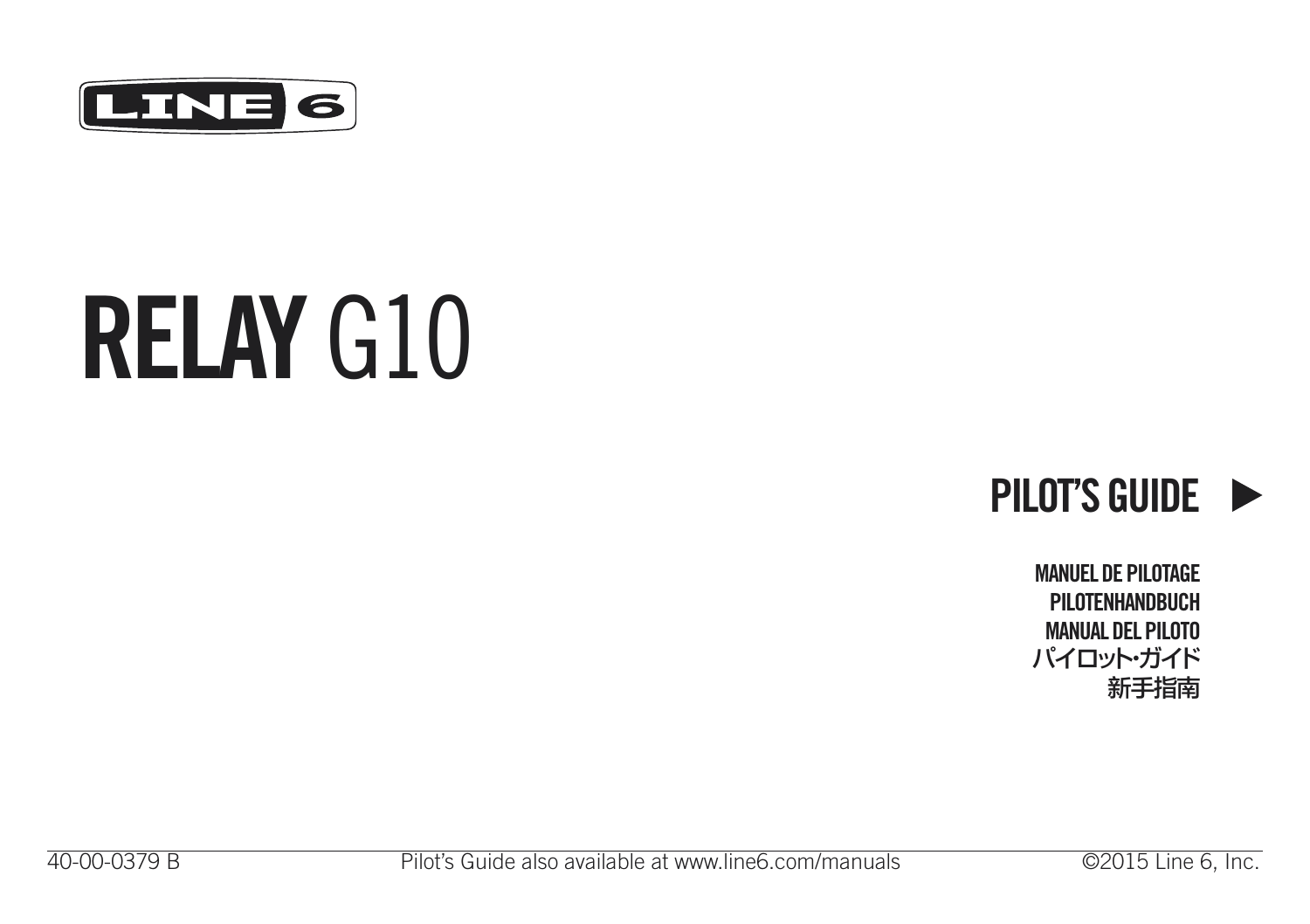LINE 6

# RELAY G10

## PILOT'S GUIDE ▶

**MANUEL DE PILOTAGE**
**PILOTENHANDBUCH**
**MANUAL DEL PILOTO**
**パイロット・ガイド**
**新手指南**

40-00-0379 B

Pilot's Guide also available at www.line6.com/manuals

©2015 Line 6, Inc.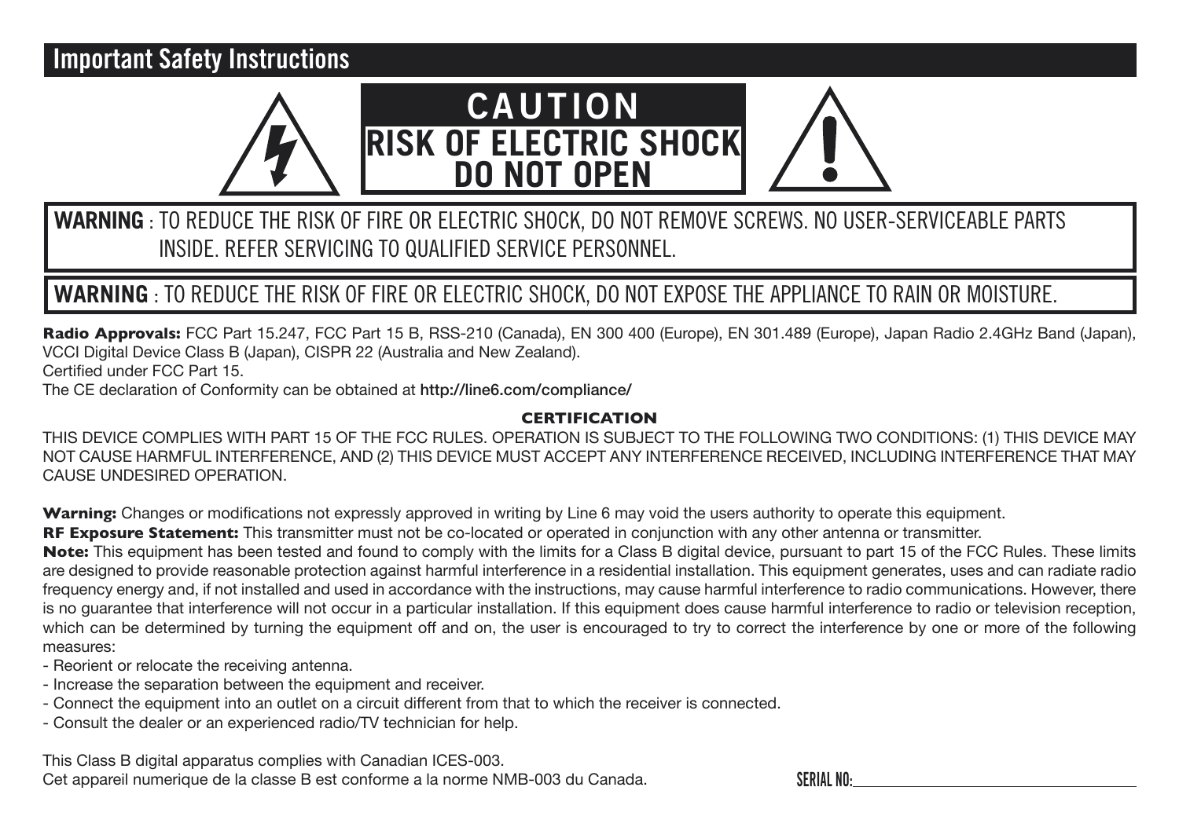## Important Safety Instructions

**CAUTION**
**RISK OF ELECTRIC SHOCK**
**DO NOT OPEN**

**WARNING** : TO REDUCE THE RISK OF FIRE OR ELECTRIC SHOCK, DO NOT REMOVE SCREWS. NO USER-SERVICEABLE PARTS INSIDE. REFER SERVICING TO QUALIFIED SERVICE PERSONNEL.

**WARNING** : TO REDUCE THE RISK OF FIRE OR ELECTRIC SHOCK, DO NOT EXPOSE THE APPLIANCE TO RAIN OR MOISTURE.

**Radio Approvals:** FCC Part 15.247, FCC Part 15 B, RSS-210 (Canada), EN 300 400 (Europe), EN 301.489 (Europe), Japan Radio 2.4GHz Band (Japan), VCCI Digital Device Class B (Japan), CISPR 22 (Australia and New Zealand).
Certified under FCC Part 15.
The CE declaration of Conformity can be obtained at **http://line6.com/compliance/**

**CERTIFICATION**

THIS DEVICE COMPLIES WITH PART 15 OF THE FCC RULES. OPERATION IS SUBJECT TO THE FOLLOWING TWO CONDITIONS: (1) THIS DEVICE MAY NOT CAUSE HARMFUL INTERFERENCE, AND (2) THIS DEVICE MUST ACCEPT ANY INTERFERENCE RECEIVED, INCLUDING INTERFERENCE THAT MAY CAUSE UNDESIRED OPERATION.

**Warning:** Changes or modifications not expressly approved in writing by Line 6 may void the users authority to operate this equipment.
**RF Exposure Statement:** This transmitter must not be co-located or operated in conjunction with any other antenna or transmitter.
**Note:** This equipment has been tested and found to comply with the limits for a Class B digital device, pursuant to part 15 of the FCC Rules. These limits are designed to provide reasonable protection against harmful interference in a residential installation. This equipment generates, uses and can radiate radio frequency energy and, if not installed and used in accordance with the instructions, may cause harmful interference to radio communications. However, there is no guarantee that interference will not occur in a particular installation. If this equipment does cause harmful interference to radio or television reception, which can be determined by turning the equipment off and on, the user is encouraged to try to correct the interference by one or more of the following measures:

- Reorient or relocate the receiving antenna.
- Increase the separation between the equipment and receiver.
- Connect the equipment into an outlet on a circuit different from that to which the receiver is connected.
- Consult the dealer or an experienced radio/TV technician for help.

This Class B digital apparatus complies with Canadian ICES-003.
Cet appareil numerique de la classe B est conforme a la norme NMB-003 du Canada.

SERIAL NO: ______________________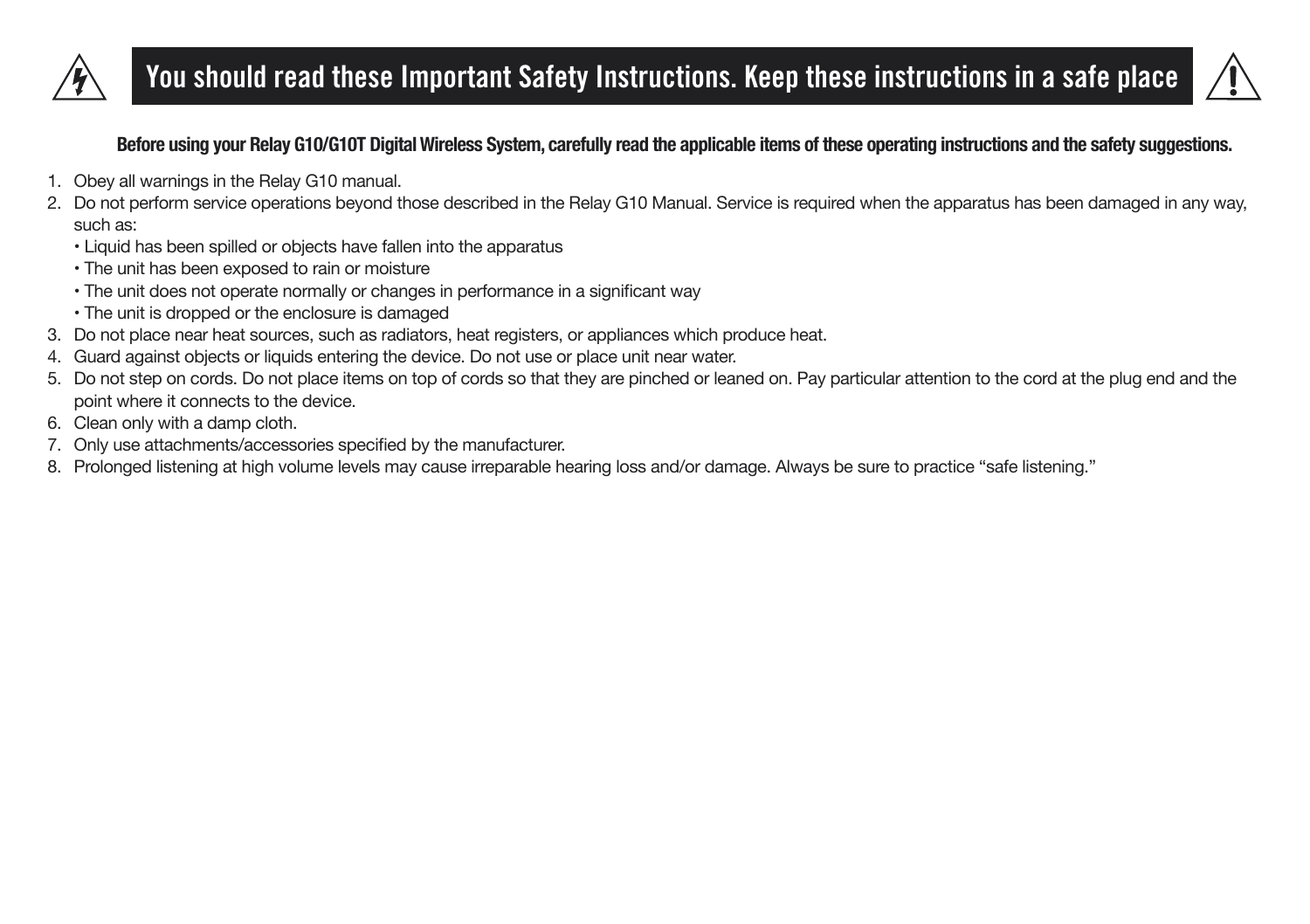# You should read these Important Safety Instructions. Keep these instructions in a safe place

**Before using your Relay G10/G10T Digital Wireless System, carefully read the applicable items of these operating instructions and the safety suggestions.**

1. Obey all warnings in the Relay G10 manual.
2. Do not perform service operations beyond those described in the Relay G10 Manual. Service is required when the apparatus has been damaged in any way, such as:
   - Liquid has been spilled or objects have fallen into the apparatus
   - The unit has been exposed to rain or moisture
   - The unit does not operate normally or changes in performance in a significant way
   - The unit is dropped or the enclosure is damaged
3. Do not place near heat sources, such as radiators, heat registers, or appliances which produce heat.
4. Guard against objects or liquids entering the device. Do not use or place unit near water.
5. Do not step on cords. Do not place items on top of cords so that they are pinched or leaned on. Pay particular attention to the cord at the plug end and the point where it connects to the device.
6. Clean only with a damp cloth.
7. Only use attachments/accessories specified by the manufacturer.
8. Prolonged listening at high volume levels may cause irreparable hearing loss and/or damage. Always be sure to practice “safe listening.”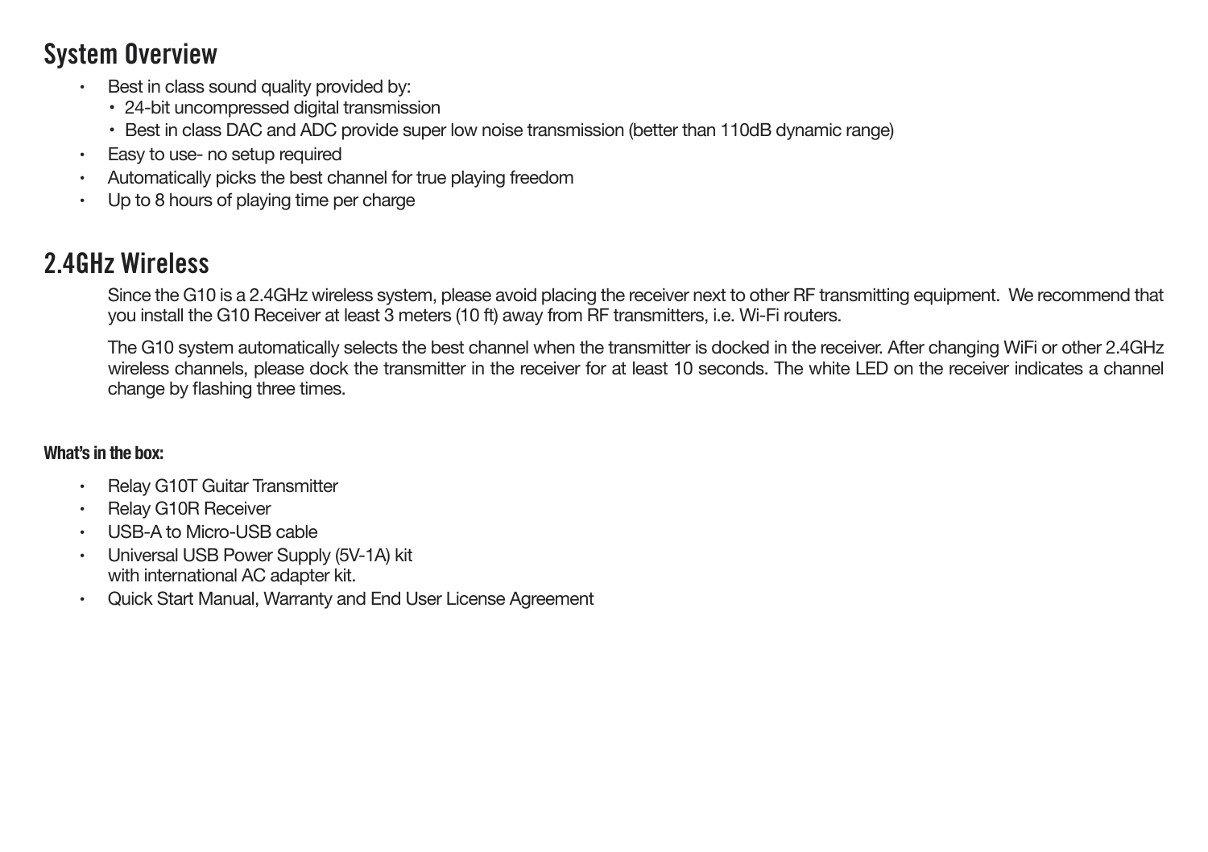## System Overview

- Best in class sound quality provided by:
  - 24-bit uncompressed digital transmission
  - Best in class DAC and ADC provide super low noise transmission (better than 110dB dynamic range)
- Easy to use- no setup required
- Automatically picks the best channel for true playing freedom
- Up to 8 hours of playing time per charge

## 2.4GHz Wireless

Since the G10 is a 2.4GHz wireless system, please avoid placing the receiver next to other RF transmitting equipment. We recommend that you install the G10 Receiver at least 3 meters (10 ft) away from RF transmitters, i.e. Wi-Fi routers.

The G10 system automatically selects the best channel when the transmitter is docked in the receiver. After changing WiFi or other 2.4GHz wireless channels, please dock the transmitter in the receiver for at least 10 seconds. The white LED on the receiver indicates a channel change by flashing three times.

**What's in the box:**

- Relay G10T Guitar Transmitter
- Relay G10R Receiver
- USB-A to Micro-USB cable
- Universal USB Power Supply (5V-1A) kit
  with international AC adapter kit.
- Quick Start Manual, Warranty and End User License Agreement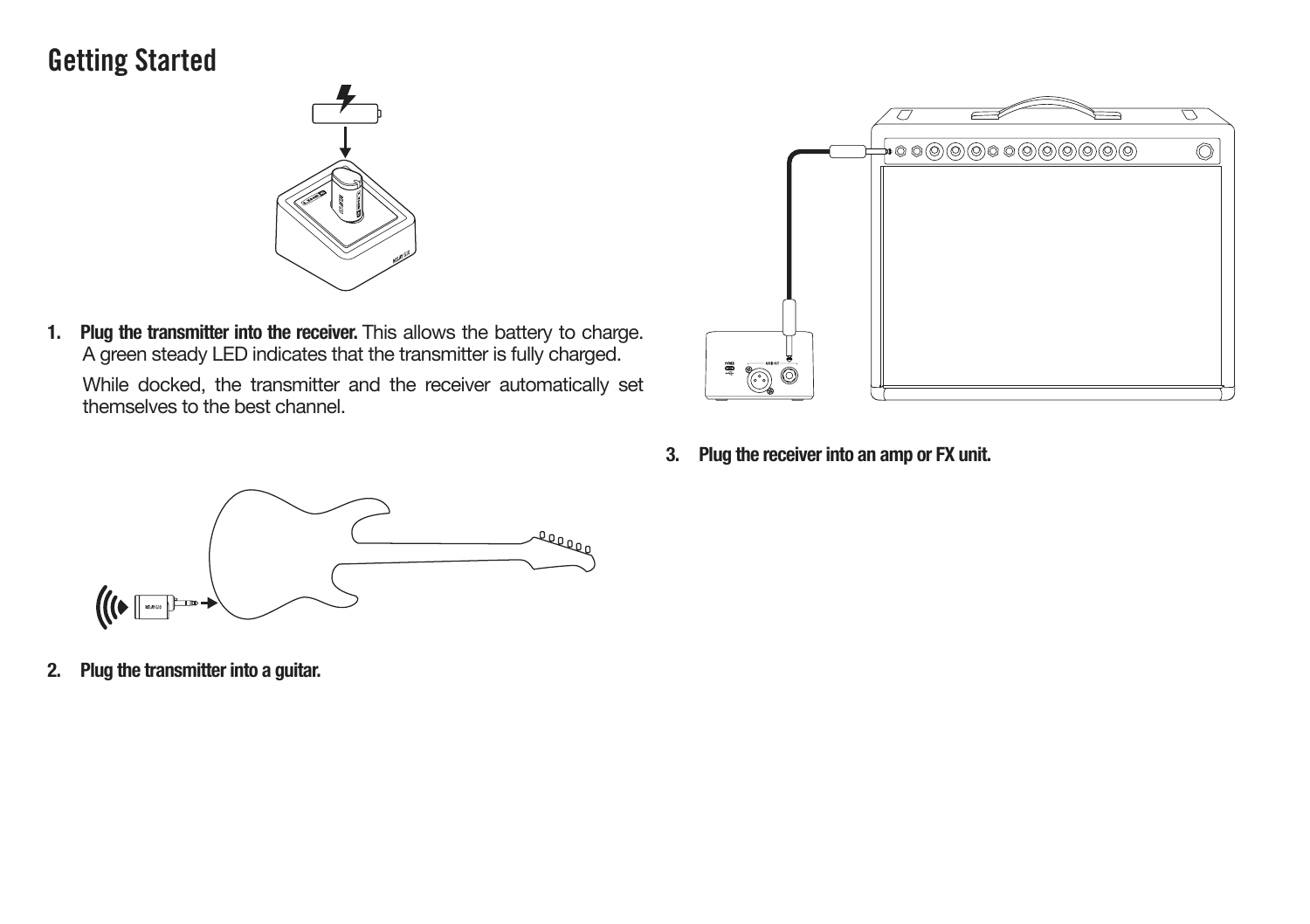# Getting Started

1. **Plug the transmitter into the receiver.** This allows the battery to charge. A green steady LED indicates that the transmitter is fully charged.

   While docked, the transmitter and the receiver automatically set themselves to the best channel.

2. **Plug the transmitter into a guitar.**

3. **Plug the receiver into an amp or FX unit.**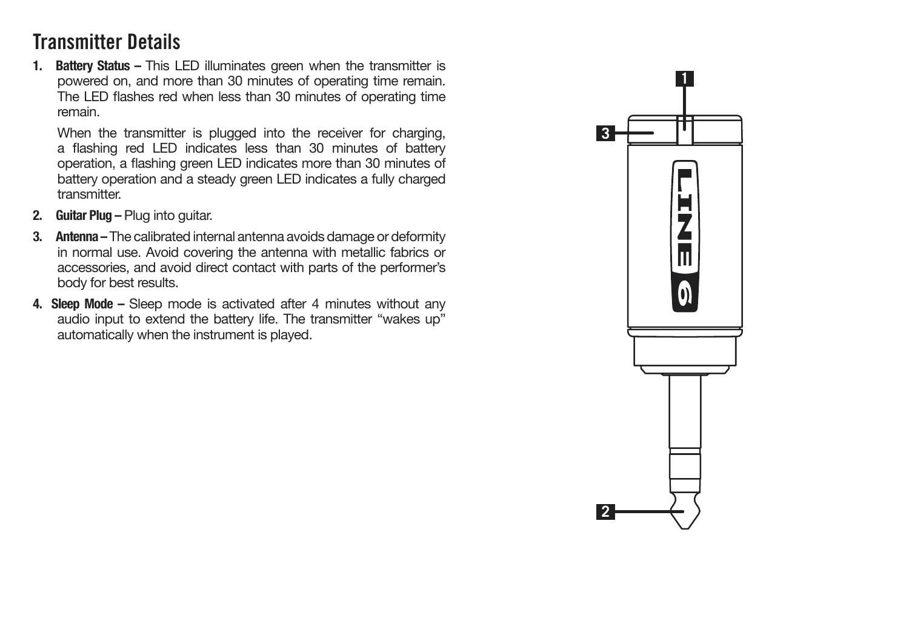## Transmitter Details

1. **Battery Status –** This LED illuminates green when the transmitter is powered on, and more than 30 minutes of operating time remain. The LED flashes red when less than 30 minutes of operating time remain.

   When the transmitter is plugged into the receiver for charging, a flashing red LED indicates less than 30 minutes of battery operation, a flashing green LED indicates more than 30 minutes of battery operation and a steady green LED indicates a fully charged transmitter.

2. **Guitar Plug –** Plug into guitar.

3. **Antenna –** The calibrated internal antenna avoids damage or deformity in normal use. Avoid covering the antenna with metallic fabrics or accessories, and avoid direct contact with parts of the performer's body for best results.

4. **Sleep Mode –** Sleep mode is activated after 4 minutes without any audio input to extend the battery life. The transmitter "wakes up" automatically when the instrument is played.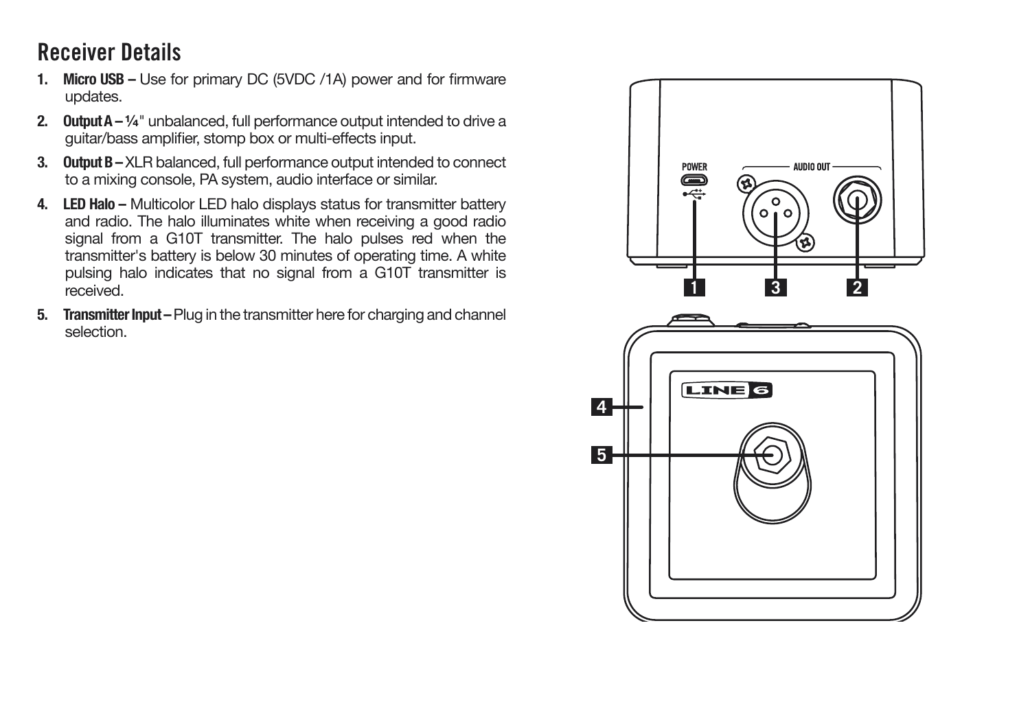## Receiver Details

1. **Micro USB –** Use for primary DC (5VDC /1A) power and for firmware updates.
2. **Output A –** ¼" unbalanced, full performance output intended to drive a guitar/bass amplifier, stomp box or multi-effects input.
3. **Output B –** XLR balanced, full performance output intended to connect to a mixing console, PA system, audio interface or similar.
4. **LED Halo –** Multicolor LED halo displays status for transmitter battery and radio. The halo illuminates white when receiving a good radio signal from a G10T transmitter. The halo pulses red when the transmitter's battery is below 30 minutes of operating time. A white pulsing halo indicates that no signal from a G10T transmitter is received.
5. **Transmitter Input –** Plug in the transmitter here for charging and channel selection.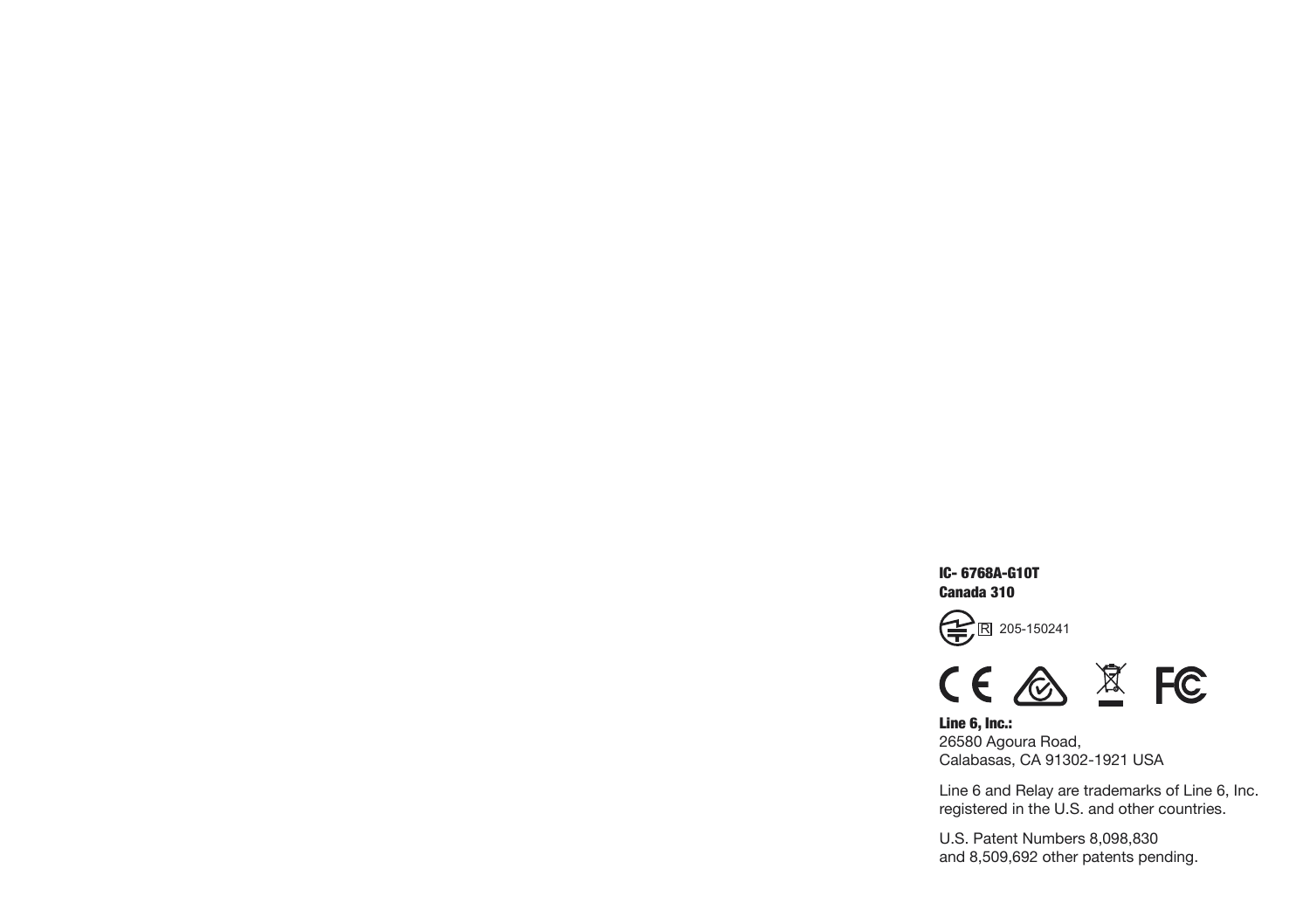**IC- 6768A-G10T**
**Canada 310**

R 205-150241

**Line 6, Inc.:**
26580 Agoura Road,
Calabasas, CA 91302-1921 USA

Line 6 and Relay are trademarks of Line 6, Inc. registered in the U.S. and other countries.

U.S. Patent Numbers 8,098,830 and 8,509,692 other patents pending.